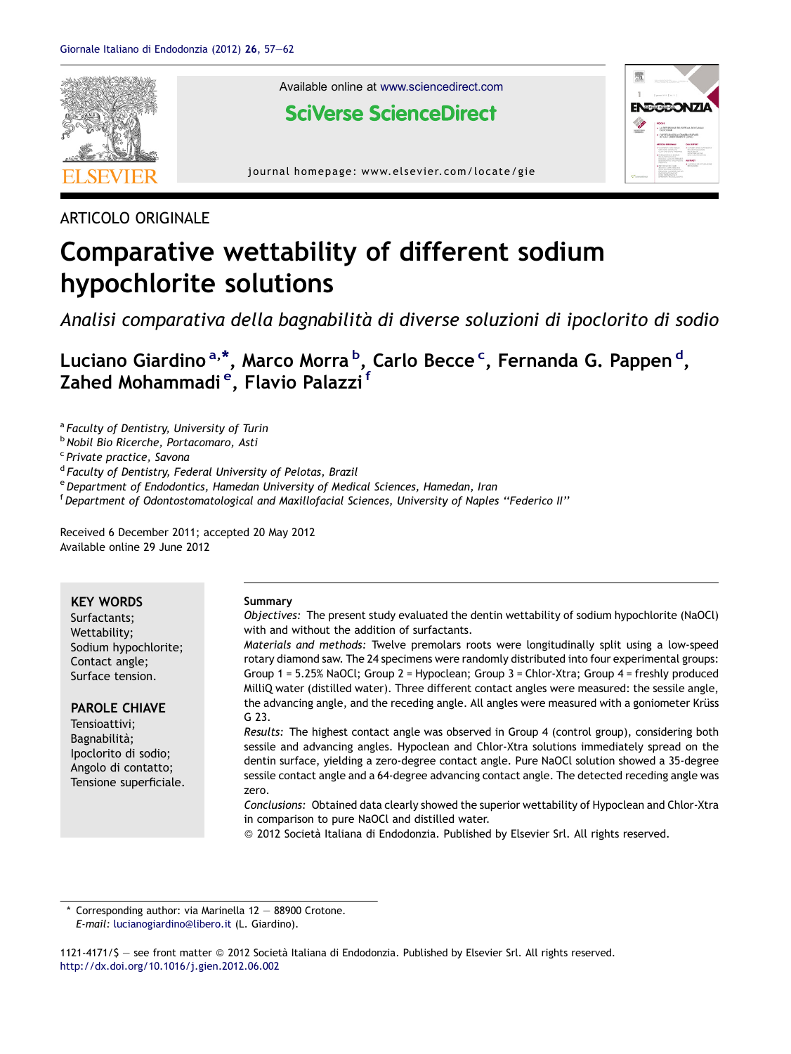ARTICOLO ORIGINALE

# Comparative wettability of different sodium hypochlorite solutions

*Analisi comparativa della bagnabilità di diverse soluzioni di ipoclorito di sodio*

**Luciano Giardino [a,*], Marco Morra [b], Carlo Becce [c], Fernanda G. Pappen [d], Zahed Mohammadi [e], Flavio Palazzi [f]**

[a] *Faculty of Dentistry, University of Turin*
[b] *Nobil Bio Ricerche, Portacomaro, Asti*
[c] *Private practice, Savona*
[d] *Faculty of Dentistry, Federal University of Pelotas, Brazil*
[e] *Department of Endodontics, Hamedan University of Medical Sciences, Hamedan, Iran*
[f] *Department of Odontostomatological and Maxillofacial Sciences, University of Naples "Federico II"*

Received 6 December 2011; accepted 20 May 2012
Available online 29 June 2012

**KEY WORDS**
Surfactants;
Wettability;
Sodium hypochlorite;
Contact angle;
Surface tension.

**PAROLE CHIAVE**
Tensioattivi;
Bagnabilità;
Ipoclorito di sodio;
Angolo di contatto;
Tensione superficiale.

**Summary**

*Objectives:* The present study evaluated the dentin wettability of sodium hypochlorite (NaOCl) with and without the addition of surfactants.

*Materials and methods:* Twelve premolars roots were longitudinally split using a low-speed rotary diamond saw. The 24 specimens were randomly distributed into four experimental groups: Group 1 = 5.25% NaOCl; Group 2 = Hypoclean; Group 3 = Chlor-Xtra; Group 4 = freshly produced MilliQ water (distilled water). Three different contact angles were measured: the sessile angle, the advancing angle, and the receding angle. All angles were measured with a goniometer Krüss G 23.

*Results:* The highest contact angle was observed in Group 4 (control group), considering both sessile and advancing angles. Hypoclean and Chlor-Xtra solutions immediately spread on the dentin surface, yielding a zero-degree contact angle. Pure NaOCl solution showed a 35-degree sessile contact angle and a 64-degree advancing contact angle. The detected receding angle was zero.

*Conclusions:* Obtained data clearly showed the superior wettability of Hypoclean and Chlor-Xtra in comparison to pure NaOCl and distilled water.

© 2012 Società Italiana di Endodonzia. Published by Elsevier Srl. All rights reserved.

\* Corresponding author: via Marinella 12 — 88900 Crotone.
*E-mail:* lucianogiardino@libero.it (L. Giardino).

1121-4171/$ — see front matter © 2012 Società Italiana di Endodonzia. Published by Elsevier Srl. All rights reserved.
http://dx.doi.org/10.1016/j.gien.2012.06.002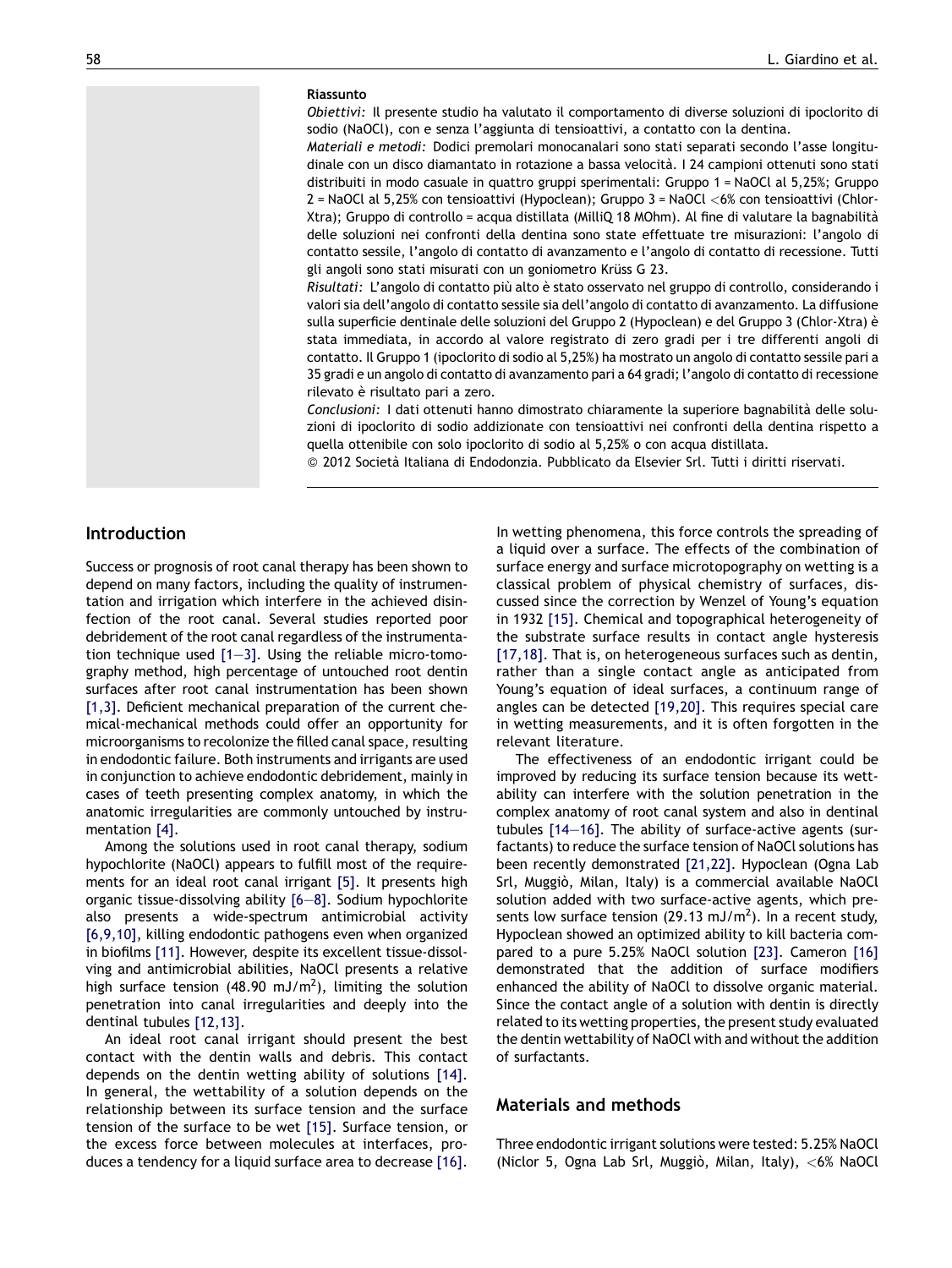**Riassunto**

*Obiettivi:* Il presente studio ha valutato il comportamento di diverse soluzioni di ipoclorito di sodio (NaOCl), con e senza l'aggiunta di tensioattivi, a contatto con la dentina.

*Materiali e metodi:* Dodici premolari monocanalari sono stati separati secondo l'asse longitudinale con un disco diamantato in rotazione a bassa velocità. I 24 campioni ottenuti sono stati distribuiti in modo casuale in quattro gruppi sperimentali: Gruppo 1 = NaOCl al 5,25%; Gruppo 2 = NaOCl al 5,25% con tensioattivi (Hypoclean); Gruppo 3 = NaOCl <6% con tensioattivi (Chlor-Xtra); Gruppo di controllo = acqua distillata (MilliQ 18 MOhm). Al fine di valutare la bagnabilità delle soluzioni nei confronti della dentina sono state effettuate tre misurazioni: l'angolo di contatto sessile, l'angolo di contatto di avanzamento e l'angolo di contatto di recessione. Tutti gli angoli sono stati misurati con un goniometro Krüss G 23.

*Risultati:* L'angolo di contatto più alto è stato osservato nel gruppo di controllo, considerando i valori sia dell'angolo di contatto sessile sia dell'angolo di contatto di avanzamento. La diffusione sulla superficie dentinale delle soluzioni del Gruppo 2 (Hypoclean) e del Gruppo 3 (Chlor-Xtra) è stata immediata, in accordo al valore registrato di zero gradi per i tre differenti angoli di contatto. Il Gruppo 1 (ipoclorito di sodio al 5,25%) ha mostrato un angolo di contatto sessile pari a 35 gradi e un angolo di contatto di avanzamento pari a 64 gradi; l'angolo di contatto di recessione rilevato è risultato pari a zero.

*Conclusioni:* I dati ottenuti hanno dimostrato chiaramente la superiore bagnabilità delle soluzioni di ipoclorito di sodio addizionate con tensioattivi nei confronti della dentina rispetto a quella ottenibile con solo ipoclorito di sodio al 5,25% o con acqua distillata.

© 2012 Società Italiana di Endodonzia. Pubblicato da Elsevier Srl. Tutti i diritti riservati.

## Introduction

Success or prognosis of root canal therapy has been shown to depend on many factors, including the quality of instrumentation and irrigation which interfere in the achieved disinfection of the root canal. Several studies reported poor debridement of the root canal regardless of the instrumentation technique used [1—3]. Using the reliable micro-tomography method, high percentage of untouched root dentin surfaces after root canal instrumentation has been shown [1,3]. Deficient mechanical preparation of the current chemical-mechanical methods could offer an opportunity for microorganisms to recolonize the filled canal space, resulting in endodontic failure. Both instruments and irrigants are used in conjunction to achieve endodontic debridement, mainly in cases of teeth presenting complex anatomy, in which the anatomic irregularities are commonly untouched by instrumentation [4].

Among the solutions used in root canal therapy, sodium hypochlorite (NaOCl) appears to fulfill most of the requirements for an ideal root canal irrigant [5]. It presents high organic tissue-dissolving ability [6—8]. Sodium hypochlorite also presents a wide-spectrum antimicrobial activity [6,9,10], killing endodontic pathogens even when organized in biofilms [11]. However, despite its excellent tissue-dissolving and antimicrobial abilities, NaOCl presents a relative high surface tension (48.90 mJ/m$^2$), limiting the solution penetration into canal irregularities and deeply into the dentinal tubules [12,13].

An ideal root canal irrigant should present the best contact with the dentin walls and debris. This contact depends on the dentin wetting ability of solutions [14]. In general, the wettability of a solution depends on the relationship between its surface tension and the surface tension of the surface to be wet [15]. Surface tension, or the excess force between molecules at interfaces, produces a tendency for a liquid surface area to decrease [16]. In wetting phenomena, this force controls the spreading of a liquid over a surface. The effects of the combination of surface energy and surface microtopography on wetting is a classical problem of physical chemistry of surfaces, discussed since the correction by Wenzel of Young's equation in 1932 [15]. Chemical and topographical heterogeneity of the substrate surface results in contact angle hysteresis [17,18]. That is, on heterogeneous surfaces such as dentin, rather than a single contact angle as anticipated from Young's equation of ideal surfaces, a continuum range of angles can be detected [19,20]. This requires special care in wetting measurements, and it is often forgotten in the relevant literature.

The effectiveness of an endodontic irrigant could be improved by reducing its surface tension because its wettability can interfere with the solution penetration in the complex anatomy of root canal system and also in dentinal tubules [14—16]. The ability of surface-active agents (surfactants) to reduce the surface tension of NaOCl solutions has been recently demonstrated [21,22]. Hypoclean (Ogna Lab Srl, Muggiò, Milan, Italy) is a commercial available NaOCl solution added with two surface-active agents, which presents low surface tension (29.13 mJ/m$^2$). In a recent study, Hypoclean showed an optimized ability to kill bacteria compared to a pure 5.25% NaOCl solution [23]. Cameron [16] demonstrated that the addition of surface modifiers enhanced the ability of NaOCl to dissolve organic material. Since the contact angle of a solution with dentin is directly related to its wetting properties, the present study evaluated the dentin wettability of NaOCl with and without the addition of surfactants.

## Materials and methods

Three endodontic irrigant solutions were tested: 5.25% NaOCl (Niclor 5, Ogna Lab Srl, Muggiò, Milan, Italy), <6% NaOCl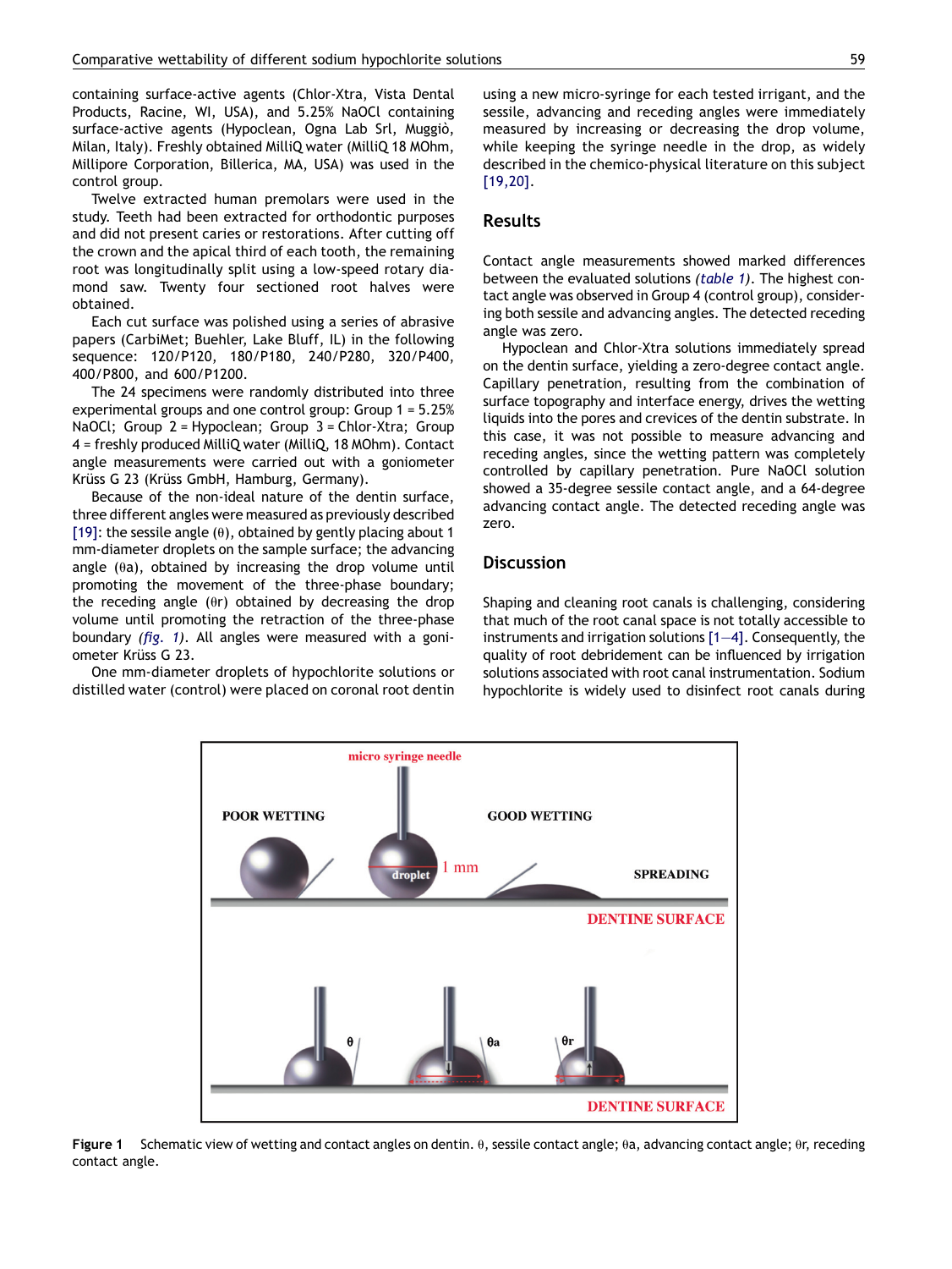containing surface-active agents (Chlor-Xtra, Vista Dental Products, Racine, WI, USA), and 5.25% NaOCl containing surface-active agents (Hypoclean, Ogna Lab Srl, Muggiò, Milan, Italy). Freshly obtained MilliQ water (MilliQ 18 MOhm, Millipore Corporation, Billerica, MA, USA) was used in the control group.

Twelve extracted human premolars were used in the study. Teeth had been extracted for orthodontic purposes and did not present caries or restorations. After cutting off the crown and the apical third of each tooth, the remaining root was longitudinally split using a low-speed rotary diamond saw. Twenty four sectioned root halves were obtained.

Each cut surface was polished using a series of abrasive papers (CarbiMet; Buehler, Lake Bluff, IL) in the following sequence: 120/P120, 180/P180, 240/P280, 320/P400, 400/P800, and 600/P1200.

The 24 specimens were randomly distributed into three experimental groups and one control group: Group 1 = 5.25% NaOCl; Group 2 = Hypoclean; Group 3 = Chlor-Xtra; Group 4 = freshly produced MilliQ water (MilliQ, 18 MOhm). Contact angle measurements were carried out with a goniometer Krüss G 23 (Krüss GmbH, Hamburg, Germany).

Because of the non-ideal nature of the dentin surface, three different angles were measured as previously described [19]: the sessile angle ($\theta$), obtained by gently placing about 1 mm-diameter droplets on the sample surface; the advancing angle ($\theta a$), obtained by increasing the drop volume until promoting the movement of the three-phase boundary; the receding angle ($\theta r$) obtained by decreasing the drop volume until promoting the retraction of the three-phase boundary (*fig. 1*). All angles were measured with a goniometer Krüss G 23.

One mm-diameter droplets of hypochlorite solutions or distilled water (control) were placed on coronal root dentin using a new micro-syringe for each tested irrigant, and the sessile, advancing and receding angles were immediately measured by increasing or decreasing the drop volume, while keeping the syringe needle in the drop, as widely described in the chemico-physical literature on this subject [19,20].

## Results

Contact angle measurements showed marked differences between the evaluated solutions (*table 1*). The highest contact angle was observed in Group 4 (control group), considering both sessile and advancing angles. The detected receding angle was zero.

Hypoclean and Chlor-Xtra solutions immediately spread on the dentin surface, yielding a zero-degree contact angle. Capillary penetration, resulting from the combination of surface topography and interface energy, drives the wetting liquids into the pores and crevices of the dentin substrate. In this case, it was not possible to measure advancing and receding angles, since the wetting pattern was completely controlled by capillary penetration. Pure NaOCl solution showed a 35-degree sessile contact angle, and a 64-degree advancing contact angle. The detected receding angle was zero.

## Discussion

Shaping and cleaning root canals is challenging, considering that much of the root canal space is not totally accessible to instruments and irrigation solutions [1—4]. Consequently, the quality of root debridement can be influenced by irrigation solutions associated with root canal instrumentation. Sodium hypochlorite is widely used to disinfect root canals during

**Figure 1** Schematic view of wetting and contact angles on dentin. $\theta$, sessile contact angle; $\theta a$, advancing contact angle; $\theta r$, receding contact angle.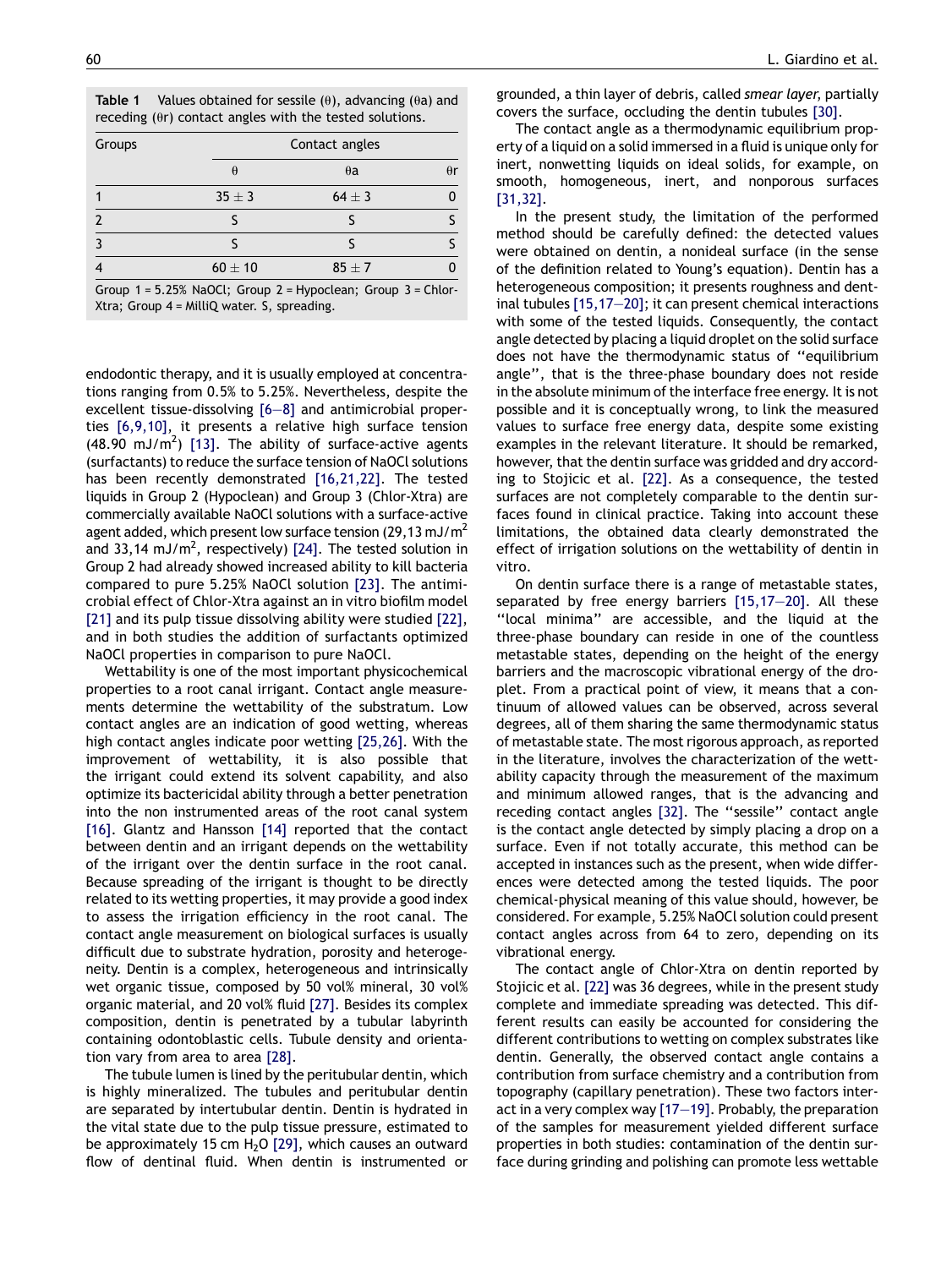**Table 1** Values obtained for sessile (θ), advancing (θa) and receding (θr) contact angles with the tested solutions.

| Groups | Contact angles | | |
|---|---|---|---|
| | θ | θa | θr |
| 1 | 35 ± 3 | 64 ± 3 | 0 |
| 2 | S | S | S |
| 3 | S | S | S |
| 4 | 60 ± 10 | 85 ± 7 | 0 |

Group 1 = 5.25% NaOCl; Group 2 = Hypoclean; Group 3 = Chlor-Xtra; Group 4 = MilliQ water. S, spreading.

endodontic therapy, and it is usually employed at concentrations ranging from 0.5% to 5.25%. Nevertheless, despite the excellent tissue-dissolving [6—8] and antimicrobial properties [6,9,10], it presents a relative high surface tension (48.90 mJ/$m^2$) [13]. The ability of surface-active agents (surfactants) to reduce the surface tension of NaOCl solutions has been recently demonstrated [16,21,22]. The tested liquids in Group 2 (Hypoclean) and Group 3 (Chlor-Xtra) are commercially available NaOCl solutions with a surface-active agent added, which present low surface tension (29,13 mJ/$m^2$ and 33,14 mJ/$m^2$, respectively) [24]. The tested solution in Group 2 had already showed increased ability to kill bacteria compared to pure 5.25% NaOCl solution [23]. The antimicrobial effect of Chlor-Xtra against an in vitro biofilm model [21] and its pulp tissue dissolving ability were studied [22], and in both studies the addition of surfactants optimized NaOCl properties in comparison to pure NaOCl.

Wettability is one of the most important physicochemical properties to a root canal irrigant. Contact angle measurements determine the wettability of the substratum. Low contact angles are an indication of good wetting, whereas high contact angles indicate poor wetting [25,26]. With the improvement of wettability, it is also possible that the irrigant could extend its solvent capability, and also optimize its bactericidal ability through a better penetration into the non instrumented areas of the root canal system [16]. Glantz and Hansson [14] reported that the contact between dentin and an irrigant depends on the wettability of the irrigant over the dentin surface in the root canal. Because spreading of the irrigant is thought to be directly related to its wetting properties, it may provide a good index to assess the irrigation efficiency in the root canal. The contact angle measurement on biological surfaces is usually difficult due to substrate hydration, porosity and heterogeneity. Dentin is a complex, heterogeneous and intrinsically wet organic tissue, composed by 50 vol% mineral, 30 vol% organic material, and 20 vol% fluid [27]. Besides its complex composition, dentin is penetrated by a tubular labyrinth containing odontoblastic cells. Tubule density and orientation vary from area to area [28].

The tubule lumen is lined by the peritubular dentin, which is highly mineralized. The tubules and peritubular dentin are separated by intertubular dentin. Dentin is hydrated in the vital state due to the pulp tissue pressure, estimated to be approximately 15 cm $H_2O$ [29], which causes an outward flow of dentinal fluid. When dentin is instrumented or grounded, a thin layer of debris, called *smear layer*, partially covers the surface, occluding the dentin tubules [30].

The contact angle as a thermodynamic equilibrium property of a liquid on a solid immersed in a fluid is unique only for inert, nonwetting liquids on ideal solids, for example, on smooth, homogeneous, inert, and nonporous surfaces [31,32].

In the present study, the limitation of the performed method should be carefully defined: the detected values were obtained on dentin, a nonideal surface (in the sense of the definition related to Young's equation). Dentin has a heterogeneous composition; it presents roughness and dentinal tubules [15,17—20]; it can present chemical interactions with some of the tested liquids. Consequently, the contact angle detected by placing a liquid droplet on the solid surface does not have the thermodynamic status of ''equilibrium angle'', that is the three-phase boundary does not reside in the absolute minimum of the interface free energy. It is not possible and it is conceptually wrong, to link the measured values to surface free energy data, despite some existing examples in the relevant literature. It should be remarked, however, that the dentin surface was gridded and dry according to Stojicic et al. [22]. As a consequence, the tested surfaces are not completely comparable to the dentin surfaces found in clinical practice. Taking into account these limitations, the obtained data clearly demonstrated the effect of irrigation solutions on the wettability of dentin in vitro.

On dentin surface there is a range of metastable states, separated by free energy barriers [15,17—20]. All these ''local minima'' are accessible, and the liquid at the three-phase boundary can reside in one of the countless metastable states, depending on the height of the energy barriers and the macroscopic vibrational energy of the droplet. From a practical point of view, it means that a continuum of allowed values can be observed, across several degrees, all of them sharing the same thermodynamic status of metastable state. The most rigorous approach, as reported in the literature, involves the characterization of the wettability capacity through the measurement of the maximum and minimum allowed ranges, that is the advancing and receding contact angles [32]. The ''sessile'' contact angle is the contact angle detected by simply placing a drop on a surface. Even if not totally accurate, this method can be accepted in instances such as the present, when wide differences were detected among the tested liquids. The poor chemical-physical meaning of this value should, however, be considered. For example, 5.25% NaOCl solution could present contact angles across from 64 to zero, depending on its vibrational energy.

The contact angle of Chlor-Xtra on dentin reported by Stojicic et al. [22] was 36 degrees, while in the present study complete and immediate spreading was detected. This different results can easily be accounted for considering the different contributions to wetting on complex substrates like dentin. Generally, the observed contact angle contains a contribution from surface chemistry and a contribution from topography (capillary penetration). These two factors interact in a very complex way [17—19]. Probably, the preparation of the samples for measurement yielded different surface properties in both studies: contamination of the dentin surface during grinding and polishing can promote less wettable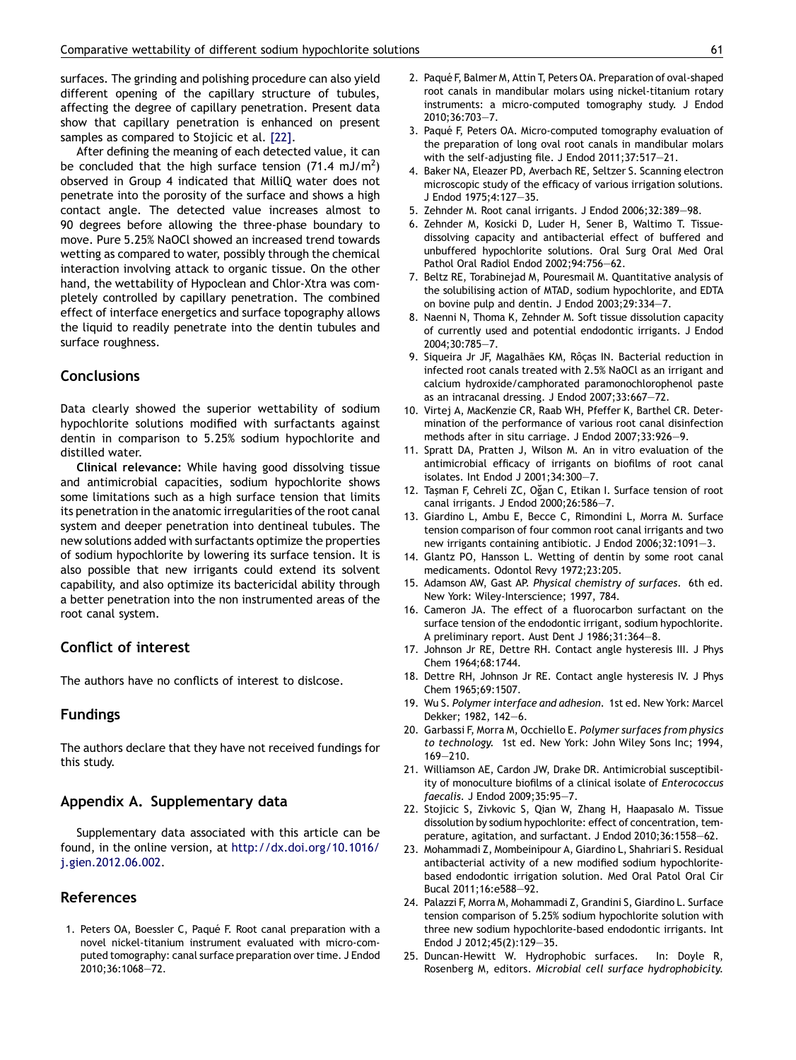surfaces. The grinding and polishing procedure can also yield different opening of the capillary structure of tubules, affecting the degree of capillary penetration. Present data show that capillary penetration is enhanced on present samples as compared to Stojicic et al. [22].

After defining the meaning of each detected value, it can be concluded that the high surface tension (71.4 mJ/$m^2$) observed in Group 4 indicated that MilliQ water does not penetrate into the porosity of the surface and shows a high contact angle. The detected value increases almost to 90 degrees before allowing the three-phase boundary to move. Pure 5.25% NaOCl showed an increased trend towards wetting as compared to water, possibly through the chemical interaction involving attack to organic tissue. On the other hand, the wettability of Hypoclean and Chlor-Xtra was completely controlled by capillary penetration. The combined effect of interface energetics and surface topography allows the liquid to readily penetrate into the dentin tubules and surface roughness.

## Conclusions

Data clearly showed the superior wettability of sodium hypochlorite solutions modified with surfactants against dentin in comparison to 5.25% sodium hypochlorite and distilled water.

**Clinical relevance:** While having good dissolving tissue and antimicrobial capacities, sodium hypochlorite shows some limitations such as a high surface tension that limits its penetration in the anatomic irregularities of the root canal system and deeper penetration into dentineal tubules. The new solutions added with surfactants optimize the properties of sodium hypochlorite by lowering its surface tension. It is also possible that new irrigants could extend its solvent capability, and also optimize its bactericidal ability through a better penetration into the non instrumented areas of the root canal system.

## Conflict of interest

The authors have no conflicts of interest to dislcose.

## Fundings

The authors declare that they have not received fundings for this study.

## Appendix A. Supplementary data

Supplementary data associated with this article can be found, in the online version, at http://dx.doi.org/10.1016/j.gien.2012.06.002.

## References

1. Peters OA, Boessler C, Paqué F. Root canal preparation with a novel nickel-titanium instrument evaluated with micro-computed tomography: canal surface preparation over time. J Endod 2010;36:1068—72.
2. Paqué F, Balmer M, Attin T, Peters OA. Preparation of oval-shaped root canals in mandibular molars using nickel-titanium rotary instruments: a micro-computed tomography study. J Endod 2010;36:703—7.
3. Paqué F, Peters OA. Micro-computed tomography evaluation of the preparation of long oval root canals in mandibular molars with the self-adjusting file. J Endod 2011;37:517—21.
4. Baker NA, Eleazer PD, Averbach RE, Seltzer S. Scanning electron microscopic study of the efficacy of various irrigation solutions. J Endod 1975;4:127—35.
5. Zehnder M. Root canal irrigants. J Endod 2006;32:389—98.
6. Zehnder M, Kosicki D, Luder H, Sener B, Waltimo T. Tissue-dissolving capacity and antibacterial effect of buffered and unbuffered hypochlorite solutions. Oral Surg Oral Med Oral Pathol Oral Radiol Endod 2002;94:756—62.
7. Beltz RE, Torabinejad M, Pouresmail M. Quantitative analysis of the solubilising action of MTAD, sodium hypochlorite, and EDTA on bovine pulp and dentin. J Endod 2003;29:334—7.
8. Naenni N, Thoma K, Zehnder M. Soft tissue dissolution capacity of currently used and potential endodontic irrigants. J Endod 2004;30:785—7.
9. Siqueira Jr JF, Magalhães KM, Rôças IN. Bacterial reduction in infected root canals treated with 2.5% NaOCl as an irrigant and calcium hydroxide/camphorated paramonochlorophenol paste as an intracanal dressing. J Endod 2007;33:667—72.
10. Virtej A, MacKenzie CR, Raab WH, Pfeffer K, Barthel CR. Determination of the performance of various root canal disinfection methods after in situ carriage. J Endod 2007;33:926—9.
11. Spratt DA, Pratten J, Wilson M. An in vitro evaluation of the antimicrobial efficacy of irrigants on biofilms of root canal isolates. Int Endod J 2001;34:300—7.
12. Taşman F, Cehreli ZC, Oğan C, Etikan I. Surface tension of root canal irrigants. J Endod 2000;26:586—7.
13. Giardino L, Ambu E, Becce C, Rimondini L, Morra M. Surface tension comparison of four common root canal irrigants and two new irrigants containing antibiotic. J Endod 2006;32:1091—3.
14. Glantz PO, Hansson L. Wetting of dentin by some root canal medicaments. Odontol Revy 1972;23:205.
15. Adamson AW, Gast AP. *Physical chemistry of surfaces*. 6th ed. New York: Wiley-Interscience; 1997, 784.
16. Cameron JA. The effect of a fluorocarbon surfactant on the surface tension of the endodontic irrigant, sodium hypochlorite. A preliminary report. Aust Dent J 1986;31:364—8.
17. Johnson Jr RE, Dettre RH. Contact angle hysteresis III. J Phys Chem 1964;68:1744.
18. Dettre RH, Johnson Jr RE. Contact angle hysteresis IV. J Phys Chem 1965;69:1507.
19. Wu S. *Polymer interface and adhesion*. 1st ed. New York: Marcel Dekker; 1982, 142—6.
20. Garbassi F, Morra M, Occhiello E. *Polymer surfaces from physics to technology*. 1st ed. New York: John Wiley Sons Inc; 1994, 169—210.
21. Williamson AE, Cardon JW, Drake DR. Antimicrobial susceptibility of monoculture biofilms of a clinical isolate of *Enterococcus faecalis*. J Endod 2009;35:95—7.
22. Stojicic S, Zivkovic S, Qian W, Zhang H, Haapasalo M. Tissue dissolution by sodium hypochlorite: effect of concentration, temperature, agitation, and surfactant. J Endod 2010;36:1558—62.
23. Mohammadi Z, Mombeinipour A, Giardino L, Shahriari S. Residual antibacterial activity of a new modified sodium hypochlorite-based endodontic irrigation solution. Med Oral Patol Oral Cir Bucal 2011;16:e588—92.
24. Palazzi F, Morra M, Mohammadi Z, Grandini S, Giardino L. Surface tension comparison of 5.25% sodium hypochlorite solution with three new sodium hypochlorite-based endodontic irrigants. Int Endod J 2012;45(2):129—35.
25. Duncan-Hewitt W. Hydrophobic surfaces. In: Doyle R, Rosenberg M, editors. *Microbial cell surface hydrophobicity*.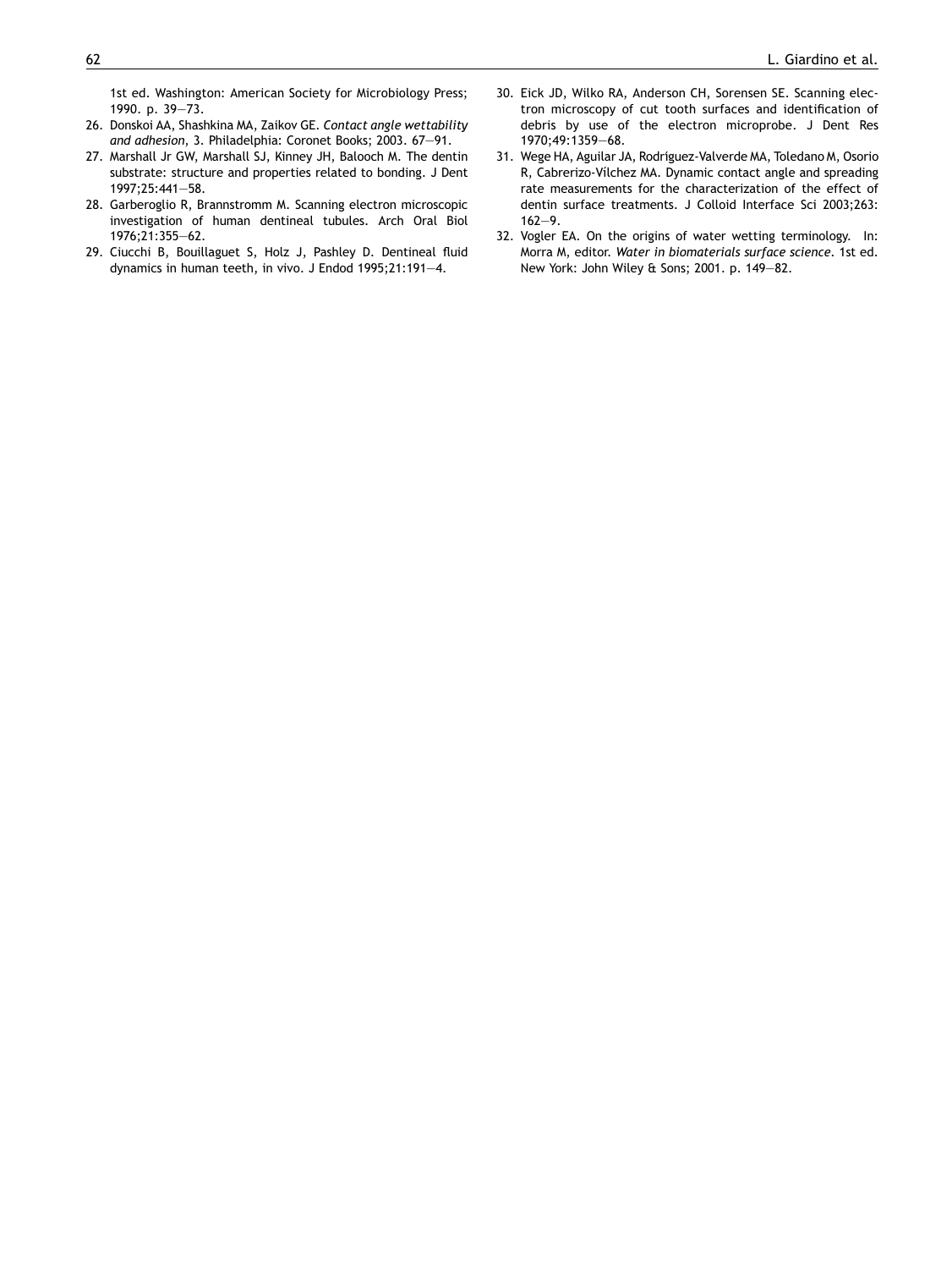1st ed. Washington: American Society for Microbiology Press; 1990. p. 39—73.

26. Donskoi AA, Shashkina MA, Zaikov GE. *Contact angle wettability and adhesion*, 3. Philadelphia: Coronet Books; 2003. 67—91.
27. Marshall Jr GW, Marshall SJ, Kinney JH, Balooch M. The dentin substrate: structure and properties related to bonding. J Dent 1997;25:441—58.
28. Garberoglio R, Brannstromm M. Scanning electron microscopic investigation of human dentineal tubules. Arch Oral Biol 1976;21:355—62.
29. Ciucchi B, Bouillaguet S, Holz J, Pashley D. Dentineal fluid dynamics in human teeth, in vivo. J Endod 1995;21:191—4.
30. Eick JD, Wilko RA, Anderson CH, Sorensen SE. Scanning electron microscopy of cut tooth surfaces and identification of debris by use of the electron microprobe. J Dent Res 1970;49:1359—68.
31. Wege HA, Aguilar JA, Rodríguez-Valverde MA, Toledano M, Osorio R, Cabrerizo-Vílchez MA. Dynamic contact angle and spreading rate measurements for the characterization of the effect of dentin surface treatments. J Colloid Interface Sci 2003;263: 162—9.
32. Vogler EA. On the origins of water wetting terminology. In: Morra M, editor. *Water in biomaterials surface science*. 1st ed. New York: John Wiley & Sons; 2001. p. 149—82.